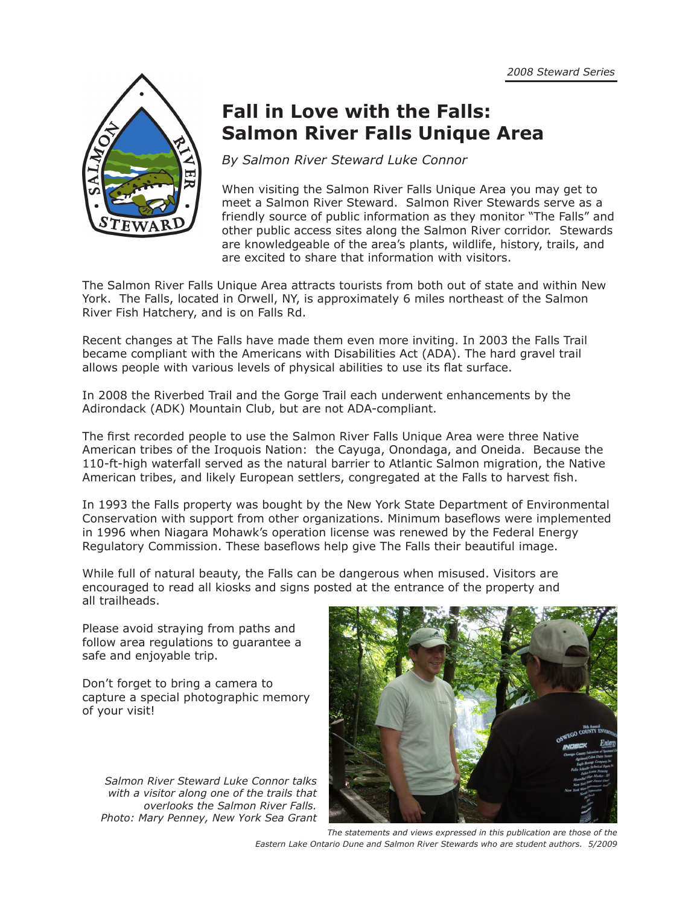*2008 Steward Series*

# Fall in Love with the Falls: Salmon River Falls Unique Area

*By Salmon River Steward Luke Connor*

When visiting the Salmon River Falls Unique Area you may get to meet a Salmon River Steward. Salmon River Stewards serve as a friendly source of public information as they monitor "The Falls" and other public access sites along the Salmon River corridor. Stewards are knowledgeable of the area's plants, wildlife, history, trails, and are excited to share that information with visitors.

The Salmon River Falls Unique Area attracts tourists from both out of state and within New York. The Falls, located in Orwell, NY, is approximately 6 miles northeast of the Salmon River Fish Hatchery, and is on Falls Rd.

Recent changes at The Falls have made them even more inviting. In 2003 the Falls Trail became compliant with the Americans with Disabilities Act (ADA). The hard gravel trail allows people with various levels of physical abilities to use its flat surface.

In 2008 the Riverbed Trail and the Gorge Trail each underwent enhancements by the Adirondack (ADK) Mountain Club, but are not ADA-compliant.

The first recorded people to use the Salmon River Falls Unique Area were three Native American tribes of the Iroquois Nation: the Cayuga, Onondaga, and Oneida. Because the 110-ft-high waterfall served as the natural barrier to Atlantic Salmon migration, the Native American tribes, and likely European settlers, congregated at the Falls to harvest fish.

In 1993 the Falls property was bought by the New York State Department of Environmental Conservation with support from other organizations. Minimum baseflows were implemented in 1996 when Niagara Mohawk's operation license was renewed by the Federal Energy Regulatory Commission. These baseflows help give The Falls their beautiful image.

While full of natural beauty, the Falls can be dangerous when misused. Visitors are encouraged to read all kiosks and signs posted at the entrance of the property and all trailheads.

Please avoid straying from paths and follow area regulations to guarantee a safe and enjoyable trip.

Don't forget to bring a camera to capture a special photographic memory of your visit!

*Salmon River Steward Luke Connor talks with a visitor along one of the trails that overlooks the Salmon River Falls. Photo: Mary Penney, New York Sea Grant*

*The statements and views expressed in this publication are those of the Eastern Lake Ontario Dune and Salmon River Stewards who are student authors. 5/2009*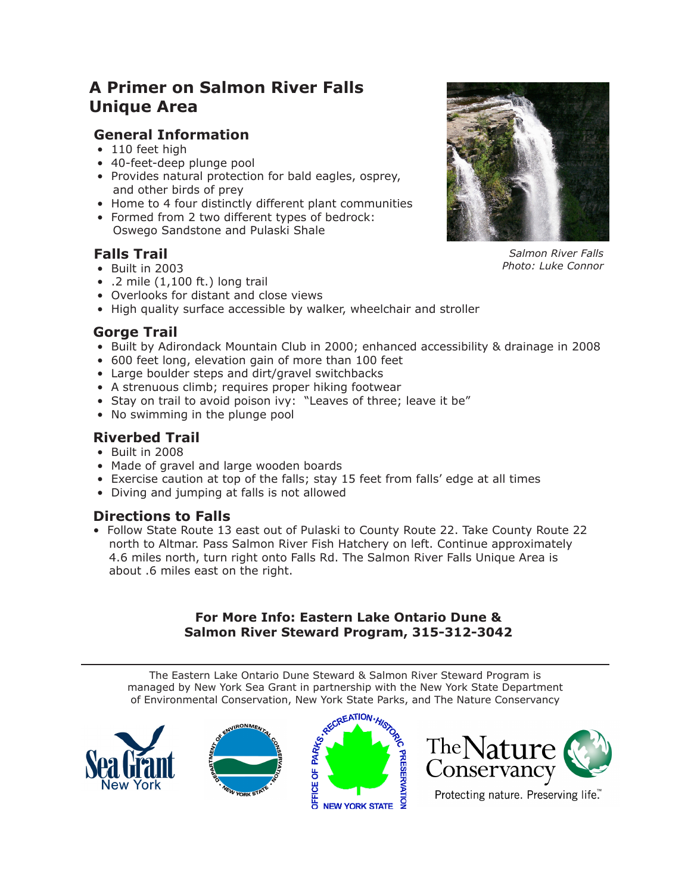# A Primer on Salmon River Falls Unique Area

## General Information

- 110 feet high
- 40-feet-deep plunge pool
- Provides natural protection for bald eagles, osprey, and other birds of prey
- Home to 4 four distinctly different plant communities
- Formed from 2 two different types of bedrock: Oswego Sandstone and Pulaski Shale

*Salmon River Falls*
*Photo: Luke Connor*

## Falls Trail

- Built in 2003
- .2 mile (1,100 ft.) long trail
- Overlooks for distant and close views
- High quality surface accessible by walker, wheelchair and stroller

## Gorge Trail

- Built by Adirondack Mountain Club in 2000; enhanced accessibility & drainage in 2008
- 600 feet long, elevation gain of more than 100 feet
- Large boulder steps and dirt/gravel switchbacks
- A strenuous climb; requires proper hiking footwear
- Stay on trail to avoid poison ivy: "Leaves of three; leave it be"
- No swimming in the plunge pool

## Riverbed Trail

- Built in 2008
- Made of gravel and large wooden boards
- Exercise caution at top of the falls; stay 15 feet from falls' edge at all times
- Diving and jumping at falls is not allowed

## Directions to Falls

- Follow State Route 13 east out of Pulaski to County Route 22. Take County Route 22 north to Altmar. Pass Salmon River Fish Hatchery on left. Continue approximately 4.6 miles north, turn right onto Falls Rd. The Salmon River Falls Unique Area is about .6 miles east on the right.

**For More Info: Eastern Lake Ontario Dune & Salmon River Steward Program, 315-312-3042**

---

The Eastern Lake Ontario Dune Steward & Salmon River Steward Program is managed by New York Sea Grant in partnership with the New York State Department of Environmental Conservation, New York State Parks, and The Nature Conservancy

Sea Grant New York

Department of Environmental Conservation New York State

Office of Parks, Recreation, Historic Preservation New York State

The Nature Conservancy — Protecting nature. Preserving life.™